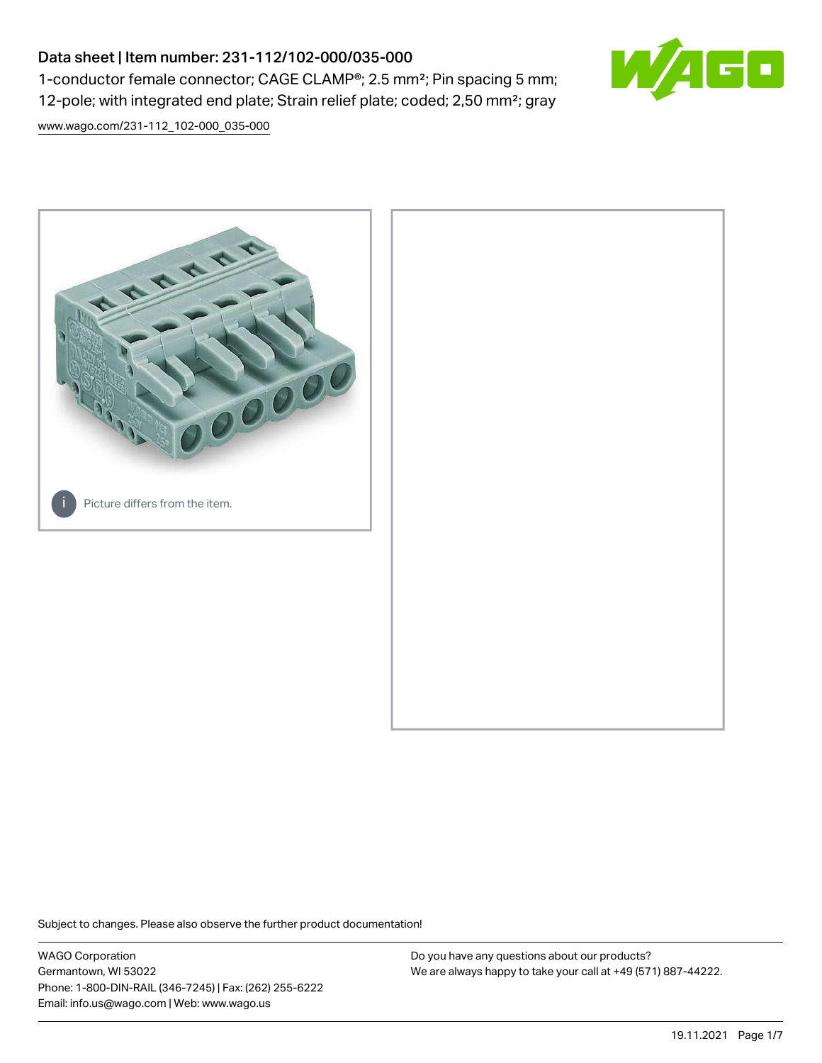# Data sheet | Item number: 231-112/102-000/035-000

1-conductor female connector; CAGE CLAMP®; 2.5 mm²; Pin spacing 5 mm; 12-pole; with integrated end plate; Strain relief plate; coded; 2,50 mm²; gray

www.wago.com/231-112_102-000_035-000

Picture differs from the item.

Subject to changes. Please also observe the further product documentation!

WAGO Corporation
Germantown, WI 53022
Phone: 1-800-DIN-RAIL (346-7245) | Fax: (262) 255-6222
Email: info.us@wago.com | Web: www.wago.us

Do you have any questions about our products?
We are always happy to take your call at +49 (571) 887-44222.

19.11.2021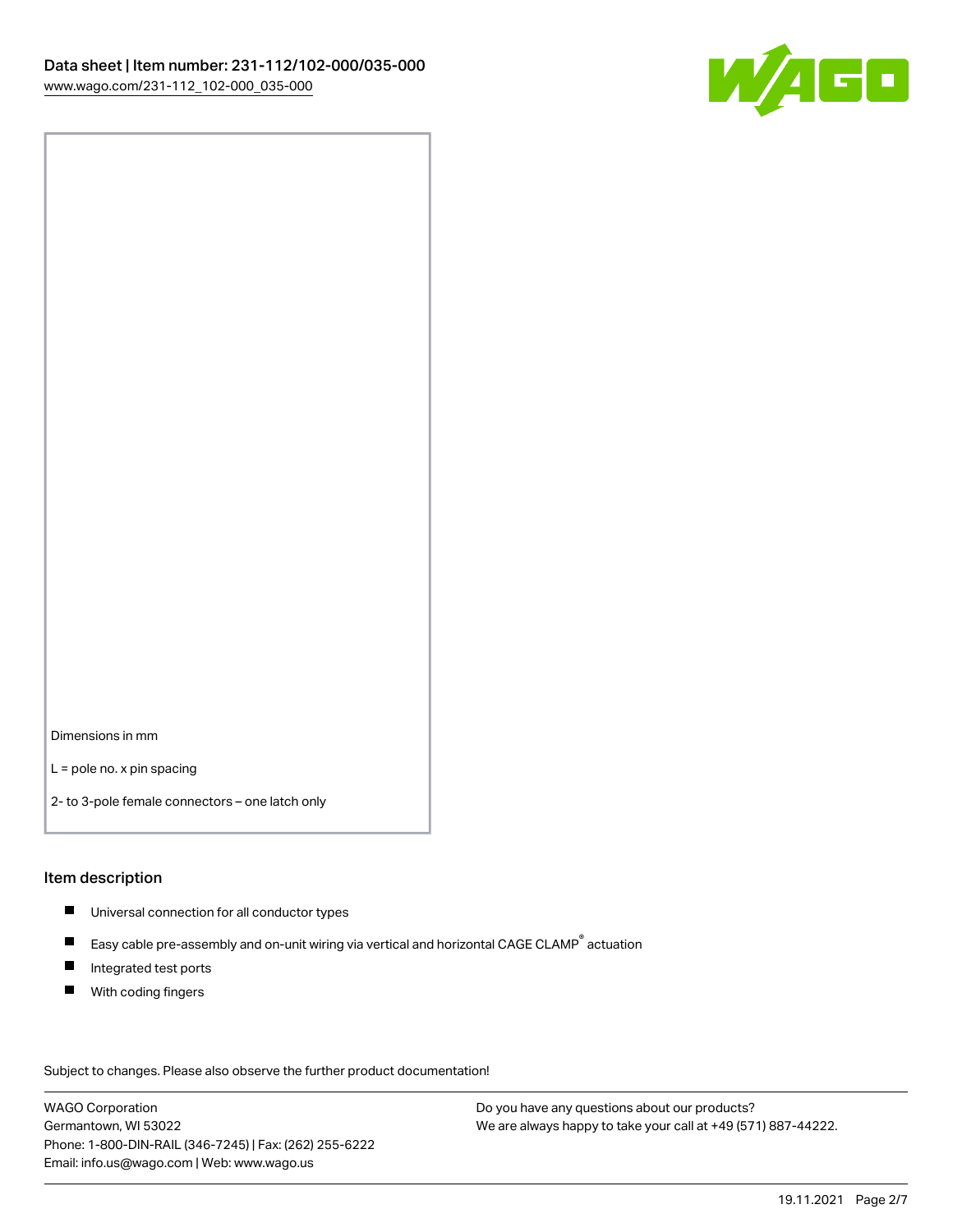Dimensions in mm

L = pole no. x pin spacing

2- to 3-pole female connectors – one latch only

## Item description

- Universal connection for all conductor types
- Easy cable pre-assembly and on-unit wiring via vertical and horizontal CAGE CLAMP® actuation
- Integrated test ports
- With coding fingers

Subject to changes. Please also observe the further product documentation!

WAGO Corporation
Germantown, WI 53022
Phone: 1-800-DIN-RAIL (346-7245) | Fax: (262) 255-6222
Email: info.us@wago.com | Web: www.wago.us

Do you have any questions about our products?
We are always happy to take your call at +49 (571) 887-44222.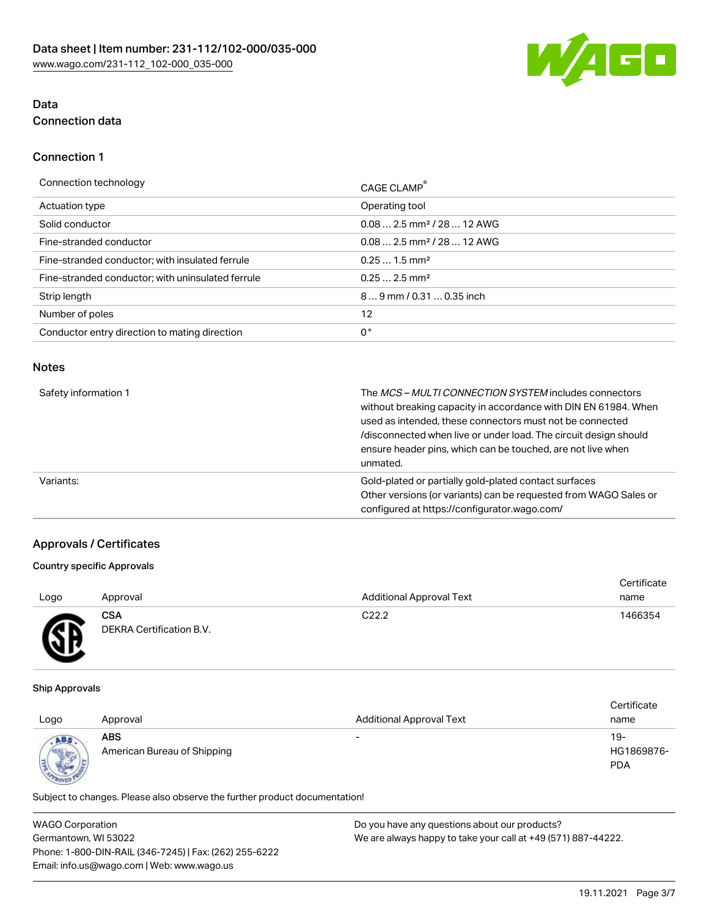## Data

### Connection data

### Connection 1

| | |
|---|---|
| Connection technology | CAGE CLAMP® |
| Actuation type | Operating tool |
| Solid conductor | 0.08 … 2.5 mm² / 28 … 12 AWG |
| Fine-stranded conductor | 0.08 … 2.5 mm² / 28 … 12 AWG |
| Fine-stranded conductor; with insulated ferrule | 0.25 … 1.5 mm² |
| Fine-stranded conductor; with uninsulated ferrule | 0.25 … 2.5 mm² |
| Strip length | 8 … 9 mm / 0.31 … 0.35 inch |
| Number of poles | 12 |
| Conductor entry direction to mating direction | 0° |

### Notes

| | |
|---|---|
| Safety information 1 | The *MCS – MULTI CONNECTION SYSTEM* includes connectors without breaking capacity in accordance with DIN EN 61984. When used as intended, these connectors must not be connected /disconnected when live or under load. The circuit design should ensure header pins, which can be touched, are not live when unmated. |
| Variants: | Gold-plated or partially gold-plated contact surfaces<br>Other versions (or variants) can be requested from WAGO Sales or configured at https://configurator.wago.com/ |

## Approvals / Certificates

#### Country specific Approvals

| Logo | Approval | Additional Approval Text | Certificate name |
|---|---|---|---|
| | **CSA**<br>DEKRA Certification B.V. | C22.2 | 1466354 |

#### Ship Approvals

| Logo | Approval | Additional Approval Text | Certificate name |
|---|---|---|---|
| | **ABS**<br>American Bureau of Shipping | - | 19-HG1869876-PDA |

Subject to changes. Please also observe the further product documentation!

WAGO Corporation
Germantown, WI 53022
Phone: 1-800-DIN-RAIL (346-7245) | Fax: (262) 255-6222
Email: info.us@wago.com | Web: www.wago.us

Do you have any questions about our products?
We are always happy to take your call at +49 (571) 887-44222.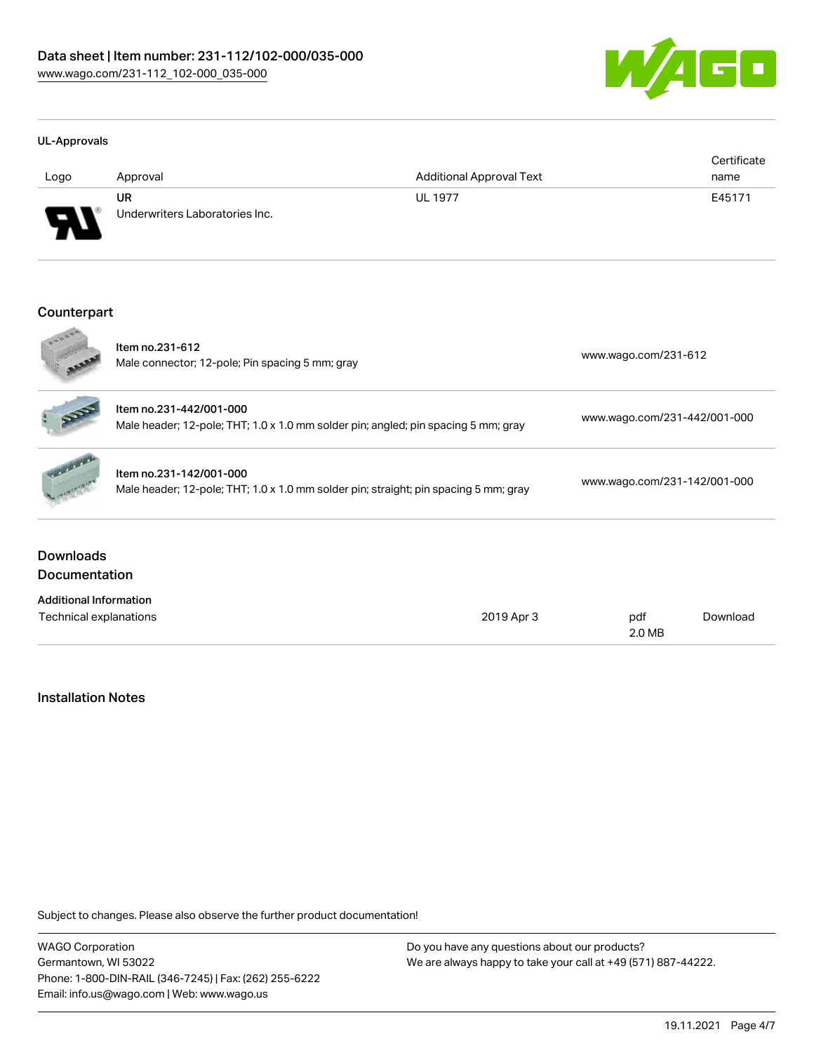#### UL-Approvals

| Logo | Approval | Additional Approval Text | Certificate name |
| --- | --- | --- | --- |
| | **UR** Underwriters Laboratories Inc. | UL 1977 | E45171 |

## Counterpart

| | | |
| --- | --- | --- |
| | Item no.231-612 Male connector; 12-pole; Pin spacing 5 mm; gray | www.wago.com/231-612 |
| | Item no.231-442/001-000 Male header; 12-pole; THT; 1.0 x 1.0 mm solder pin; angled; pin spacing 5 mm; gray | www.wago.com/231-442/001-000 |
| | Item no.231-142/001-000 Male header; 12-pole; THT; 1.0 x 1.0 mm solder pin; straight; pin spacing 5 mm; gray | www.wago.com/231-142/001-000 |

## Downloads
## Documentation

#### Additional Information

| | | | |
| --- | --- | --- | --- |
| Technical explanations | 2019 Apr 3 | pdf 2.0 MB | Download |

## Installation Notes

Subject to changes. Please also observe the further product documentation!

WAGO Corporation
Germantown, WI 53022
Phone: 1-800-DIN-RAIL (346-7245) | Fax: (262) 255-6222
Email: info.us@wago.com | Web: www.wago.us

Do you have any questions about our products?
We are always happy to take your call at +49 (571) 887-44222.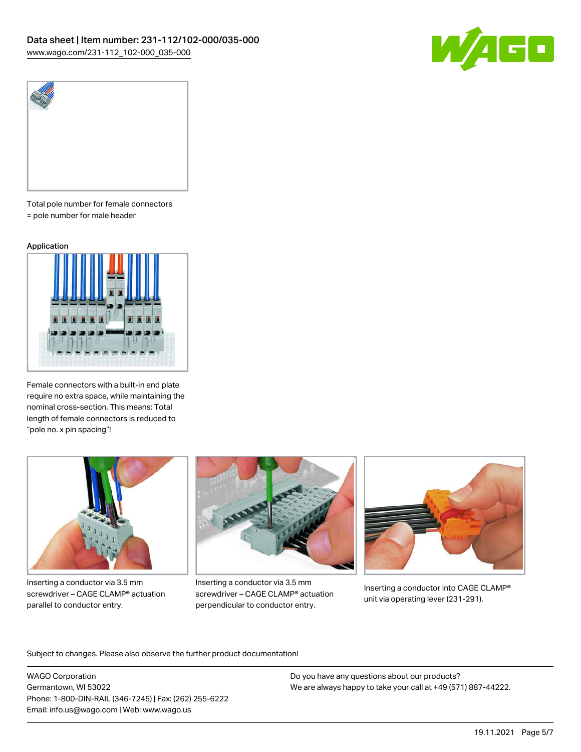Total pole number for female connectors = pole number for male header

Application

Female connectors with a built-in end plate require no extra space, while maintaining the nominal cross-section. This means: Total length of female connectors is reduced to "pole no. x pin spacing"!

Inserting a conductor via 3.5 mm screwdriver – CAGE CLAMP® actuation parallel to conductor entry.

Inserting a conductor via 3.5 mm screwdriver – CAGE CLAMP® actuation perpendicular to conductor entry.

Inserting a conductor into CAGE CLAMP® unit via operating lever (231-291).

Subject to changes. Please also observe the further product documentation!

WAGO Corporation
Germantown, WI 53022
Phone: 1-800-DIN-RAIL (346-7245) | Fax: (262) 255-6222
Email: info.us@wago.com | Web: www.wago.us

Do you have any questions about our products?
We are always happy to take your call at +49 (571) 887-44222.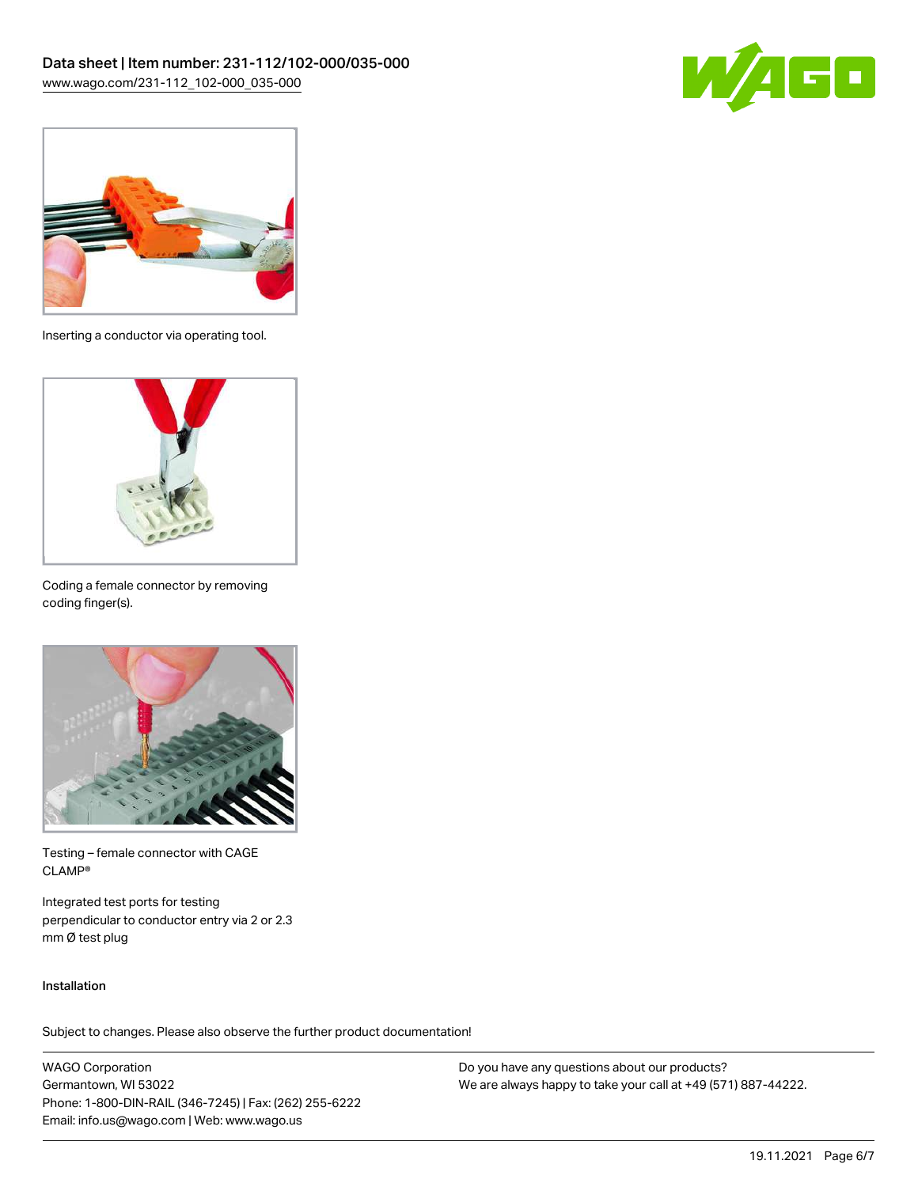Inserting a conductor via operating tool.

Coding a female connector by removing coding finger(s).

Testing – female connector with CAGE CLAMP®

Integrated test ports for testing perpendicular to conductor entry via 2 or 2.3 mm Ø test plug

Installation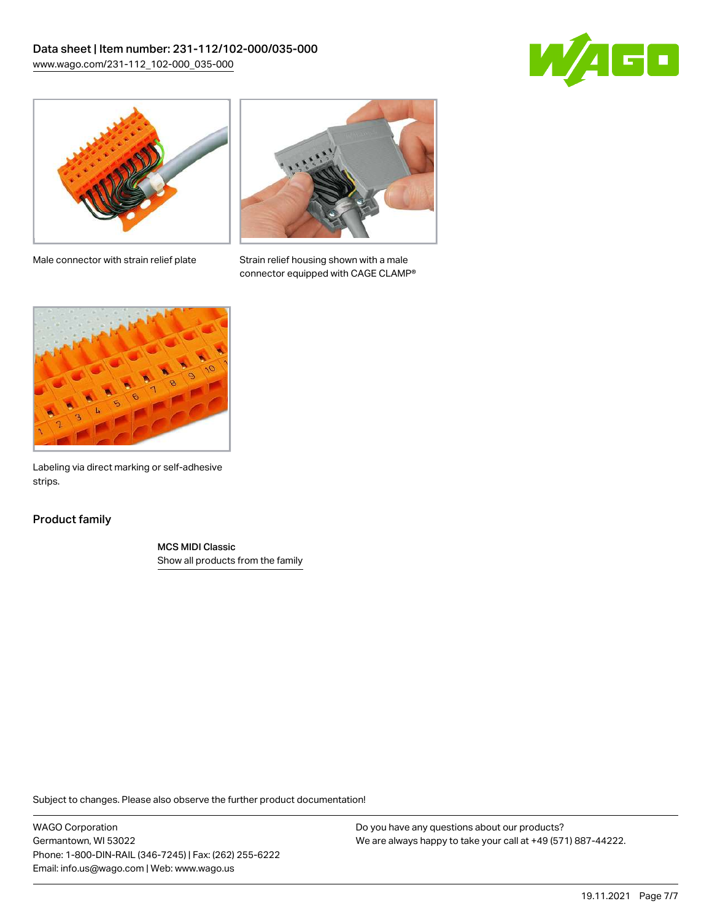Male connector with strain relief plate

Strain relief housing shown with a male connector equipped with CAGE CLAMP®

Labeling via direct marking or self-adhesive strips.

## Product family

MCS MIDI Classic
Show all products from the family

Subject to changes. Please also observe the further product documentation!

WAGO Corporation
Germantown, WI 53022
Phone: 1-800-DIN-RAIL (346-7245) | Fax: (262) 255-6222
Email: info.us@wago.com | Web: www.wago.us

Do you have any questions about our products?
We are always happy to take your call at +49 (571) 887-44222.